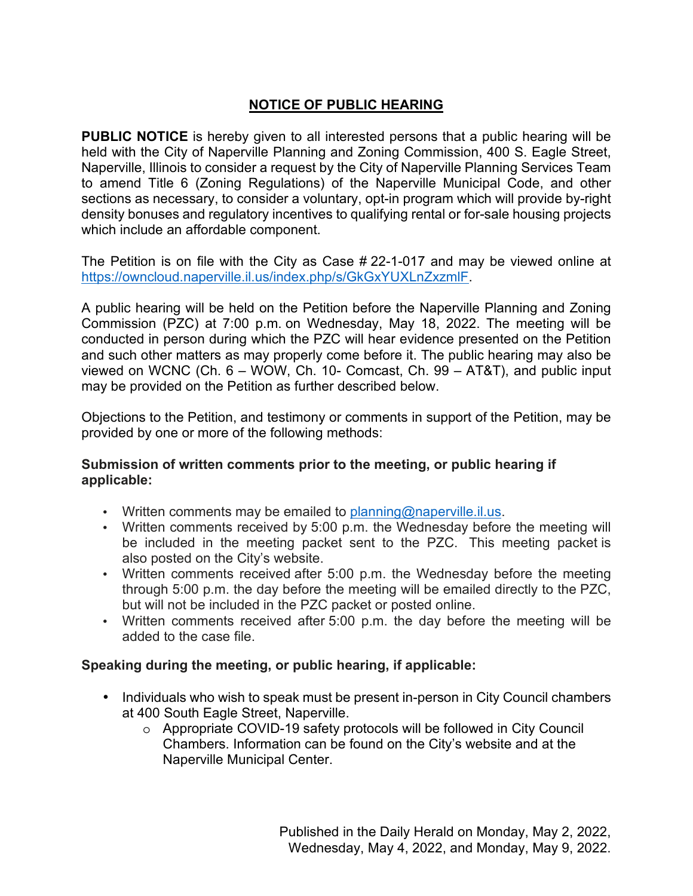# NOTICE OF PUBLIC HEARING

**PUBLIC NOTICE** is hereby given to all interested persons that a public hearing will be held with the City of Naperville Planning and Zoning Commission, 400 S. Eagle Street, Naperville, Illinois to consider a request by the City of Naperville Planning Services Team to amend Title 6 (Zoning Regulations) of the Naperville Municipal Code, and other sections as necessary, to consider a voluntary, opt-in program which will provide by-right density bonuses and regulatory incentives to qualifying rental or for-sale housing projects which include an affordable component.

The Petition is on file with the City as Case # 22-1-017 and may be viewed online at https://owncloud.naperville.il.us/index.php/s/GkGxYUXLnZxzmlF.

A public hearing will be held on the Petition before the Naperville Planning and Zoning Commission (PZC) at 7:00 p.m. on Wednesday, May 18, 2022. The meeting will be conducted in person during which the PZC will hear evidence presented on the Petition and such other matters as may properly come before it. The public hearing may also be viewed on WCNC (Ch. 6 – WOW, Ch. 10- Comcast, Ch. 99 – AT&T), and public input may be provided on the Petition as further described below.

Objections to the Petition, and testimony or comments in support of the Petition, may be provided by one or more of the following methods:

**Submission of written comments prior to the meeting, or public hearing if applicable:**

- Written comments may be emailed to planning@naperville.il.us.
- Written comments received by 5:00 p.m. the Wednesday before the meeting will be included in the meeting packet sent to the PZC. This meeting packet is also posted on the City's website.
- Written comments received after 5:00 p.m. the Wednesday before the meeting through 5:00 p.m. the day before the meeting will be emailed directly to the PZC, but will not be included in the PZC packet or posted online.
- Written comments received after 5:00 p.m. the day before the meeting will be added to the case file.

**Speaking during the meeting, or public hearing, if applicable:**

- Individuals who wish to speak must be present in-person in City Council chambers at 400 South Eagle Street, Naperville.
  - Appropriate COVID-19 safety protocols will be followed in City Council Chambers. Information can be found on the City's website and at the Naperville Municipal Center.

Published in the Daily Herald on Monday, May 2, 2022, Wednesday, May 4, 2022, and Monday, May 9, 2022.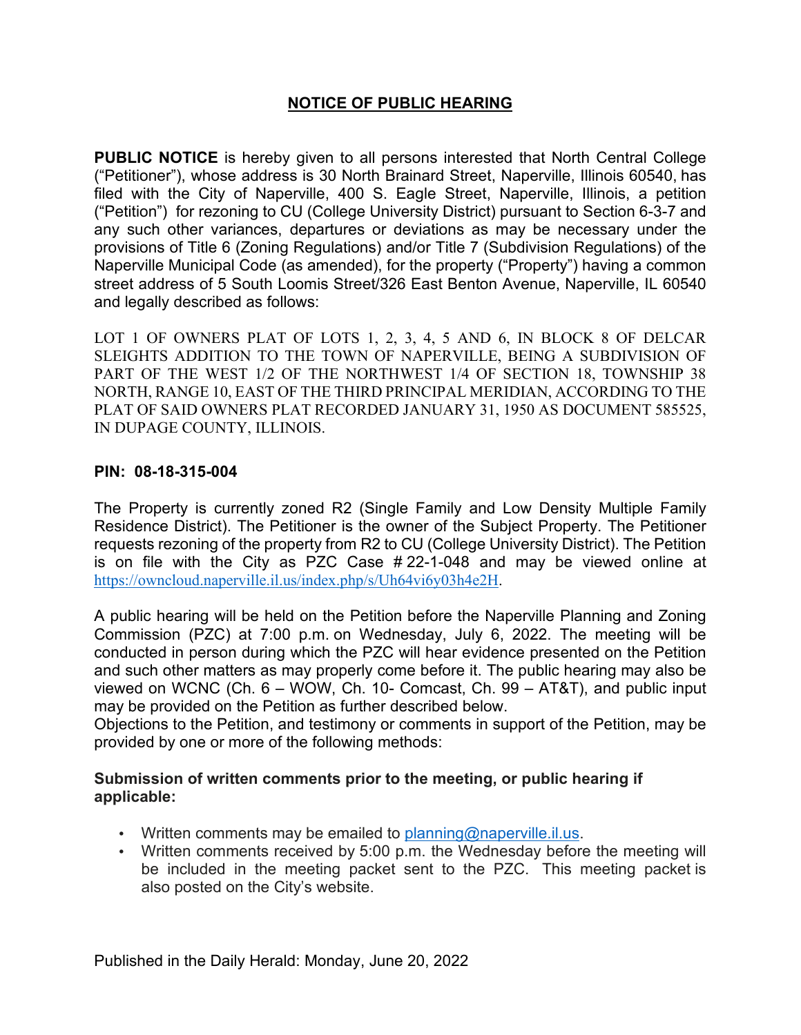# NOTICE OF PUBLIC HEARING

**PUBLIC NOTICE** is hereby given to all persons interested that North Central College ("Petitioner"), whose address is 30 North Brainard Street, Naperville, Illinois 60540, has filed with the City of Naperville, 400 S. Eagle Street, Naperville, Illinois, a petition ("Petition") for rezoning to CU (College University District) pursuant to Section 6-3-7 and any such other variances, departures or deviations as may be necessary under the provisions of Title 6 (Zoning Regulations) and/or Title 7 (Subdivision Regulations) of the Naperville Municipal Code (as amended), for the property ("Property") having a common street address of 5 South Loomis Street/326 East Benton Avenue, Naperville, IL 60540 and legally described as follows:

LOT 1 OF OWNERS PLAT OF LOTS 1, 2, 3, 4, 5 AND 6, IN BLOCK 8 OF DELCAR SLEIGHTS ADDITION TO THE TOWN OF NAPERVILLE, BEING A SUBDIVISION OF PART OF THE WEST 1/2 OF THE NORTHWEST 1/4 OF SECTION 18, TOWNSHIP 38 NORTH, RANGE 10, EAST OF THE THIRD PRINCIPAL MERIDIAN, ACCORDING TO THE PLAT OF SAID OWNERS PLAT RECORDED JANUARY 31, 1950 AS DOCUMENT 585525, IN DUPAGE COUNTY, ILLINOIS.

**PIN: 08-18-315-004**

The Property is currently zoned R2 (Single Family and Low Density Multiple Family Residence District). The Petitioner is the owner of the Subject Property. The Petitioner requests rezoning of the property from R2 to CU (College University District). The Petition is on file with the City as PZC Case # 22-1-048 and may be viewed online at https://owncloud.naperville.il.us/index.php/s/Uh64vi6y03h4e2H.

A public hearing will be held on the Petition before the Naperville Planning and Zoning Commission (PZC) at 7:00 p.m. on Wednesday, July 6, 2022. The meeting will be conducted in person during which the PZC will hear evidence presented on the Petition and such other matters as may properly come before it. The public hearing may also be viewed on WCNC (Ch. 6 – WOW, Ch. 10- Comcast, Ch. 99 – AT&T), and public input may be provided on the Petition as further described below.

Objections to the Petition, and testimony or comments in support of the Petition, may be provided by one or more of the following methods:

**Submission of written comments prior to the meeting, or public hearing if applicable:**

- Written comments may be emailed to planning@naperville.il.us.
- Written comments received by 5:00 p.m. the Wednesday before the meeting will be included in the meeting packet sent to the PZC. This meeting packet is also posted on the City's website.

Published in the Daily Herald: Monday, June 20, 2022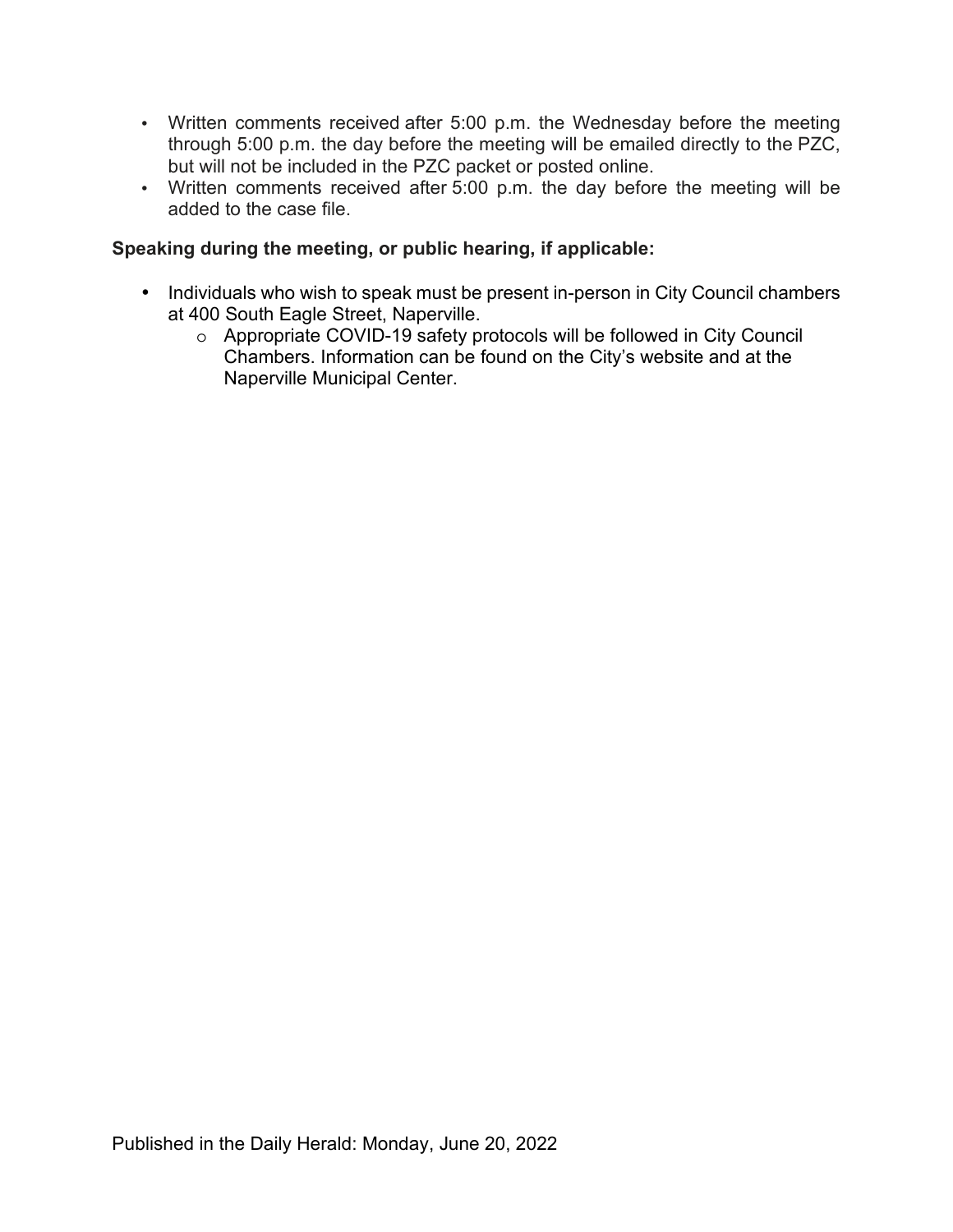- Written comments received after 5:00 p.m. the Wednesday before the meeting through 5:00 p.m. the day before the meeting will be emailed directly to the PZC, but will not be included in the PZC packet or posted online.
- Written comments received after 5:00 p.m. the day before the meeting will be added to the case file.

**Speaking during the meeting, or public hearing, if applicable:**

- Individuals who wish to speak must be present in-person in City Council chambers at 400 South Eagle Street, Naperville.
    - Appropriate COVID-19 safety protocols will be followed in City Council Chambers. Information can be found on the City's website and at the Naperville Municipal Center.

Published in the Daily Herald: Monday, June 20, 2022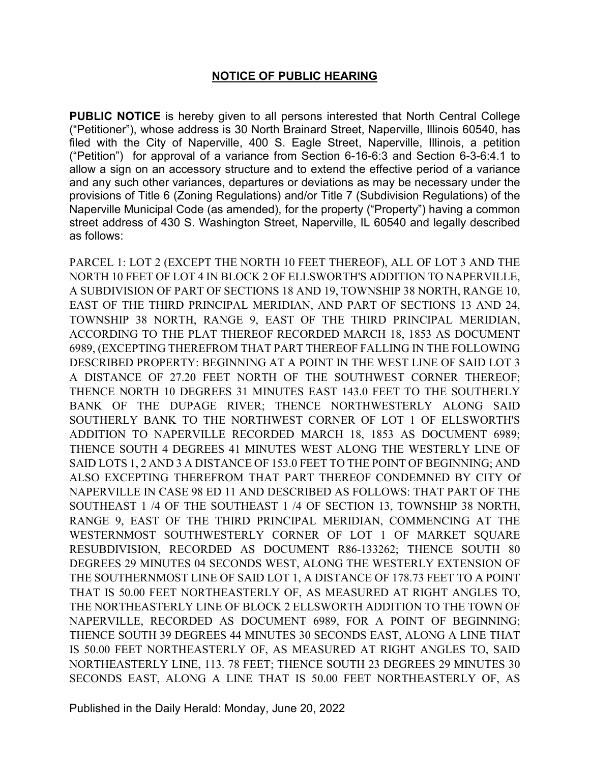## NOTICE OF PUBLIC HEARING

**PUBLIC NOTICE** is hereby given to all persons interested that North Central College ("Petitioner"), whose address is 30 North Brainard Street, Naperville, Illinois 60540, has filed with the City of Naperville, 400 S. Eagle Street, Naperville, Illinois, a petition ("Petition") for approval of a variance from Section 6-16-6:3 and Section 6-3-6:4.1 to allow a sign on an accessory structure and to extend the effective period of a variance and any such other variances, departures or deviations as may be necessary under the provisions of Title 6 (Zoning Regulations) and/or Title 7 (Subdivision Regulations) of the Naperville Municipal Code (as amended), for the property ("Property") having a common street address of 430 S. Washington Street, Naperville, IL 60540 and legally described as follows:

PARCEL 1: LOT 2 (EXCEPT THE NORTH 10 FEET THEREOF), ALL OF LOT 3 AND THE NORTH 10 FEET OF LOT 4 IN BLOCK 2 OF ELLSWORTH'S ADDITION TO NAPERVILLE, A SUBDIVISION OF PART OF SECTIONS 18 AND 19, TOWNSHIP 38 NORTH, RANGE 10, EAST OF THE THIRD PRINCIPAL MERIDIAN, AND PART OF SECTIONS 13 AND 24, TOWNSHIP 38 NORTH, RANGE 9, EAST OF THE THIRD PRINCIPAL MERIDIAN, ACCORDING TO THE PLAT THEREOF RECORDED MARCH 18, 1853 AS DOCUMENT 6989, (EXCEPTING THEREFROM THAT PART THEREOF FALLING IN THE FOLLOWING DESCRIBED PROPERTY: BEGINNING AT A POINT IN THE WEST LINE OF SAID LOT 3 A DISTANCE OF 27.20 FEET NORTH OF THE SOUTHWEST CORNER THEREOF; THENCE NORTH 10 DEGREES 31 MINUTES EAST 143.0 FEET TO THE SOUTHERLY BANK OF THE DUPAGE RIVER; THENCE NORTHWESTERLY ALONG SAID SOUTHERLY BANK TO THE NORTHWEST CORNER OF LOT 1 OF ELLSWORTH'S ADDITION TO NAPERVILLE RECORDED MARCH 18, 1853 AS DOCUMENT 6989; THENCE SOUTH 4 DEGREES 41 MINUTES WEST ALONG THE WESTERLY LINE OF SAID LOTS 1, 2 AND 3 A DISTANCE OF 153.0 FEET TO THE POINT OF BEGINNING; AND ALSO EXCEPTING THEREFROM THAT PART THEREOF CONDEMNED BY CITY Of NAPERVILLE IN CASE 98 ED 11 AND DESCRIBED AS FOLLOWS: THAT PART OF THE SOUTHEAST 1 /4 OF THE SOUTHEAST 1 /4 OF SECTION 13, TOWNSHIP 38 NORTH, RANGE 9, EAST OF THE THIRD PRINCIPAL MERIDIAN, COMMENCING AT THE WESTERNMOST SOUTHWESTERLY CORNER OF LOT 1 OF MARKET SQUARE RESUBDIVISION, RECORDED AS DOCUMENT R86-133262; THENCE SOUTH 80 DEGREES 29 MINUTES 04 SECONDS WEST, ALONG THE WESTERLY EXTENSION OF THE SOUTHERNMOST LINE OF SAID LOT 1, A DISTANCE OF 178.73 FEET TO A POINT THAT IS 50.00 FEET NORTHEASTERLY OF, AS MEASURED AT RIGHT ANGLES TO, THE NORTHEASTERLY LINE OF BLOCK 2 ELLSWORTH ADDITION TO THE TOWN OF NAPERVILLE, RECORDED AS DOCUMENT 6989, FOR A POINT OF BEGINNING; THENCE SOUTH 39 DEGREES 44 MINUTES 30 SECONDS EAST, ALONG A LINE THAT IS 50.00 FEET NORTHEASTERLY OF, AS MEASURED AT RIGHT ANGLES TO, SAID NORTHEASTERLY LINE, 113. 78 FEET; THENCE SOUTH 23 DEGREES 29 MINUTES 30 SECONDS EAST, ALONG A LINE THAT IS 50.00 FEET NORTHEASTERLY OF, AS

Published in the Daily Herald: Monday, June 20, 2022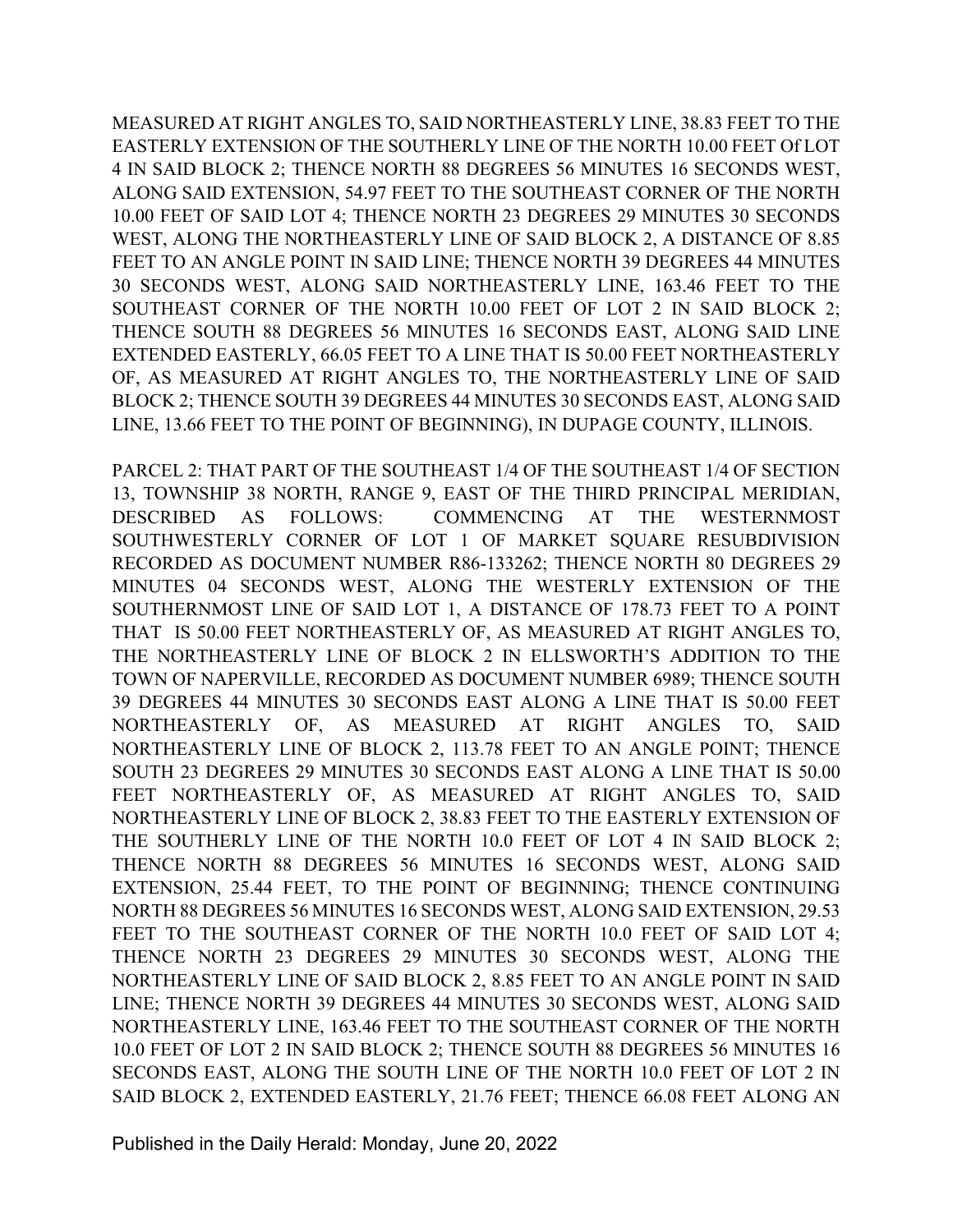MEASURED AT RIGHT ANGLES TO, SAID NORTHEASTERLY LINE, 38.83 FEET TO THE EASTERLY EXTENSION OF THE SOUTHERLY LINE OF THE NORTH 10.00 FEET Of LOT 4 IN SAID BLOCK 2; THENCE NORTH 88 DEGREES 56 MINUTES 16 SECONDS WEST, ALONG SAID EXTENSION, 54.97 FEET TO THE SOUTHEAST CORNER OF THE NORTH 10.00 FEET OF SAID LOT 4; THENCE NORTH 23 DEGREES 29 MINUTES 30 SECONDS WEST, ALONG THE NORTHEASTERLY LINE OF SAID BLOCK 2, A DISTANCE OF 8.85 FEET TO AN ANGLE POINT IN SAID LINE; THENCE NORTH 39 DEGREES 44 MINUTES 30 SECONDS WEST, ALONG SAID NORTHEASTERLY LINE, 163.46 FEET TO THE SOUTHEAST CORNER OF THE NORTH 10.00 FEET OF LOT 2 IN SAID BLOCK 2; THENCE SOUTH 88 DEGREES 56 MINUTES 16 SECONDS EAST, ALONG SAID LINE EXTENDED EASTERLY, 66.05 FEET TO A LINE THAT IS 50.00 FEET NORTHEASTERLY OF, AS MEASURED AT RIGHT ANGLES TO, THE NORTHEASTERLY LINE OF SAID BLOCK 2; THENCE SOUTH 39 DEGREES 44 MINUTES 30 SECONDS EAST, ALONG SAID LINE, 13.66 FEET TO THE POINT OF BEGINNING), IN DUPAGE COUNTY, ILLINOIS.

PARCEL 2: THAT PART OF THE SOUTHEAST 1/4 OF THE SOUTHEAST 1/4 OF SECTION 13, TOWNSHIP 38 NORTH, RANGE 9, EAST OF THE THIRD PRINCIPAL MERIDIAN, DESCRIBED AS FOLLOWS: COMMENCING AT THE WESTERNMOST SOUTHWESTERLY CORNER OF LOT 1 OF MARKET SQUARE RESUBDIVISION RECORDED AS DOCUMENT NUMBER R86-133262; THENCE NORTH 80 DEGREES 29 MINUTES 04 SECONDS WEST, ALONG THE WESTERLY EXTENSION OF THE SOUTHERNMOST LINE OF SAID LOT 1, A DISTANCE OF 178.73 FEET TO A POINT THAT IS 50.00 FEET NORTHEASTERLY OF, AS MEASURED AT RIGHT ANGLES TO, THE NORTHEASTERLY LINE OF BLOCK 2 IN ELLSWORTH'S ADDITION TO THE TOWN OF NAPERVILLE, RECORDED AS DOCUMENT NUMBER 6989; THENCE SOUTH 39 DEGREES 44 MINUTES 30 SECONDS EAST ALONG A LINE THAT IS 50.00 FEET NORTHEASTERLY OF, AS MEASURED AT RIGHT ANGLES TO, SAID NORTHEASTERLY LINE OF BLOCK 2, 113.78 FEET TO AN ANGLE POINT; THENCE SOUTH 23 DEGREES 29 MINUTES 30 SECONDS EAST ALONG A LINE THAT IS 50.00 FEET NORTHEASTERLY OF, AS MEASURED AT RIGHT ANGLES TO, SAID NORTHEASTERLY LINE OF BLOCK 2, 38.83 FEET TO THE EASTERLY EXTENSION OF THE SOUTHERLY LINE OF THE NORTH 10.0 FEET OF LOT 4 IN SAID BLOCK 2; THENCE NORTH 88 DEGREES 56 MINUTES 16 SECONDS WEST, ALONG SAID EXTENSION, 25.44 FEET, TO THE POINT OF BEGINNING; THENCE CONTINUING NORTH 88 DEGREES 56 MINUTES 16 SECONDS WEST, ALONG SAID EXTENSION, 29.53 FEET TO THE SOUTHEAST CORNER OF THE NORTH 10.0 FEET OF SAID LOT 4; THENCE NORTH 23 DEGREES 29 MINUTES 30 SECONDS WEST, ALONG THE NORTHEASTERLY LINE OF SAID BLOCK 2, 8.85 FEET TO AN ANGLE POINT IN SAID LINE; THENCE NORTH 39 DEGREES 44 MINUTES 30 SECONDS WEST, ALONG SAID NORTHEASTERLY LINE, 163.46 FEET TO THE SOUTHEAST CORNER OF THE NORTH 10.0 FEET OF LOT 2 IN SAID BLOCK 2; THENCE SOUTH 88 DEGREES 56 MINUTES 16 SECONDS EAST, ALONG THE SOUTH LINE OF THE NORTH 10.0 FEET OF LOT 2 IN SAID BLOCK 2, EXTENDED EASTERLY, 21.76 FEET; THENCE 66.08 FEET ALONG AN

Published in the Daily Herald: Monday, June 20, 2022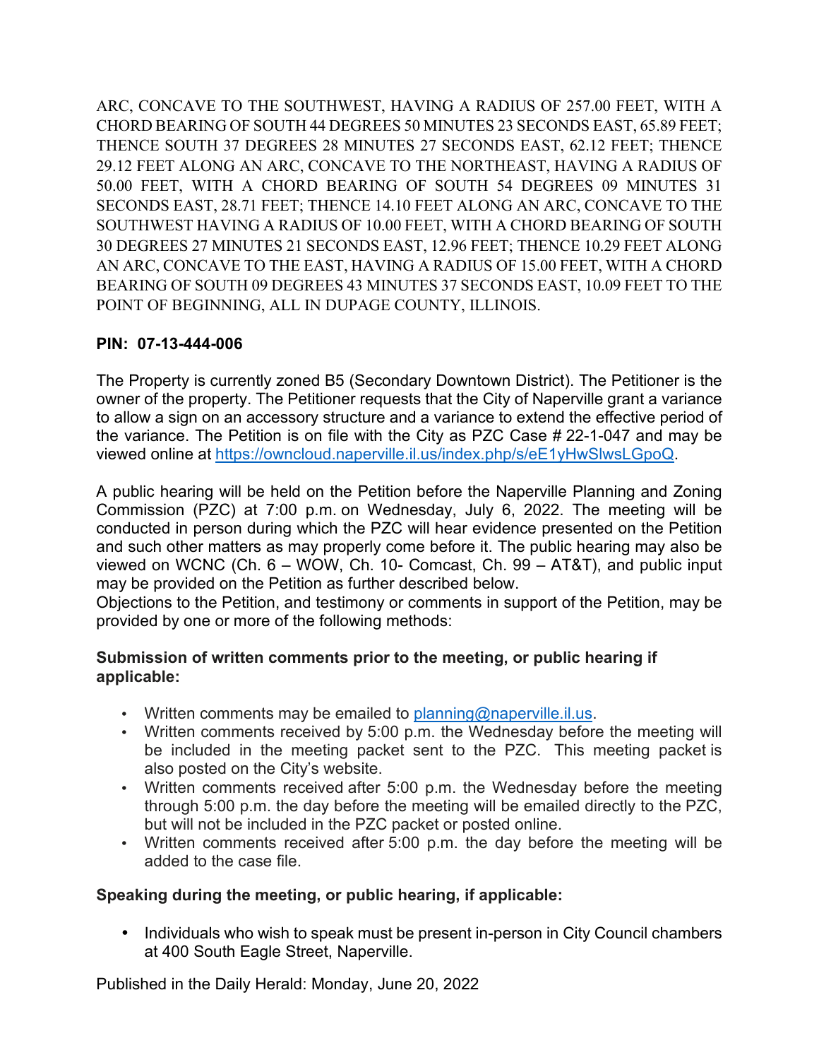ARC, CONCAVE TO THE SOUTHWEST, HAVING A RADIUS OF 257.00 FEET, WITH A CHORD BEARING OF SOUTH 44 DEGREES 50 MINUTES 23 SECONDS EAST, 65.89 FEET; THENCE SOUTH 37 DEGREES 28 MINUTES 27 SECONDS EAST, 62.12 FEET; THENCE 29.12 FEET ALONG AN ARC, CONCAVE TO THE NORTHEAST, HAVING A RADIUS OF 50.00 FEET, WITH A CHORD BEARING OF SOUTH 54 DEGREES 09 MINUTES 31 SECONDS EAST, 28.71 FEET; THENCE 14.10 FEET ALONG AN ARC, CONCAVE TO THE SOUTHWEST HAVING A RADIUS OF 10.00 FEET, WITH A CHORD BEARING OF SOUTH 30 DEGREES 27 MINUTES 21 SECONDS EAST, 12.96 FEET; THENCE 10.29 FEET ALONG AN ARC, CONCAVE TO THE EAST, HAVING A RADIUS OF 15.00 FEET, WITH A CHORD BEARING OF SOUTH 09 DEGREES 43 MINUTES 37 SECONDS EAST, 10.09 FEET TO THE POINT OF BEGINNING, ALL IN DUPAGE COUNTY, ILLINOIS.

**PIN: 07-13-444-006**

The Property is currently zoned B5 (Secondary Downtown District). The Petitioner is the owner of the property. The Petitioner requests that the City of Naperville grant a variance to allow a sign on an accessory structure and a variance to extend the effective period of the variance. The Petition is on file with the City as PZC Case # 22-1-047 and may be viewed online at https://owncloud.naperville.il.us/index.php/s/eE1yHwSlwsLGpoQ.

A public hearing will be held on the Petition before the Naperville Planning and Zoning Commission (PZC) at 7:00 p.m. on Wednesday, July 6, 2022. The meeting will be conducted in person during which the PZC will hear evidence presented on the Petition and such other matters as may properly come before it. The public hearing may also be viewed on WCNC (Ch. 6 – WOW, Ch. 10- Comcast, Ch. 99 – AT&T), and public input may be provided on the Petition as further described below.
Objections to the Petition, and testimony or comments in support of the Petition, may be provided by one or more of the following methods:

**Submission of written comments prior to the meeting, or public hearing if applicable:**

- Written comments may be emailed to planning@naperville.il.us.
- Written comments received by 5:00 p.m. the Wednesday before the meeting will be included in the meeting packet sent to the PZC. This meeting packet is also posted on the City's website.
- Written comments received after 5:00 p.m. the Wednesday before the meeting through 5:00 p.m. the day before the meeting will be emailed directly to the PZC, but will not be included in the PZC packet or posted online.
- Written comments received after 5:00 p.m. the day before the meeting will be added to the case file.

**Speaking during the meeting, or public hearing, if applicable:**

- Individuals who wish to speak must be present in-person in City Council chambers at 400 South Eagle Street, Naperville.

Published in the Daily Herald: Monday, June 20, 2022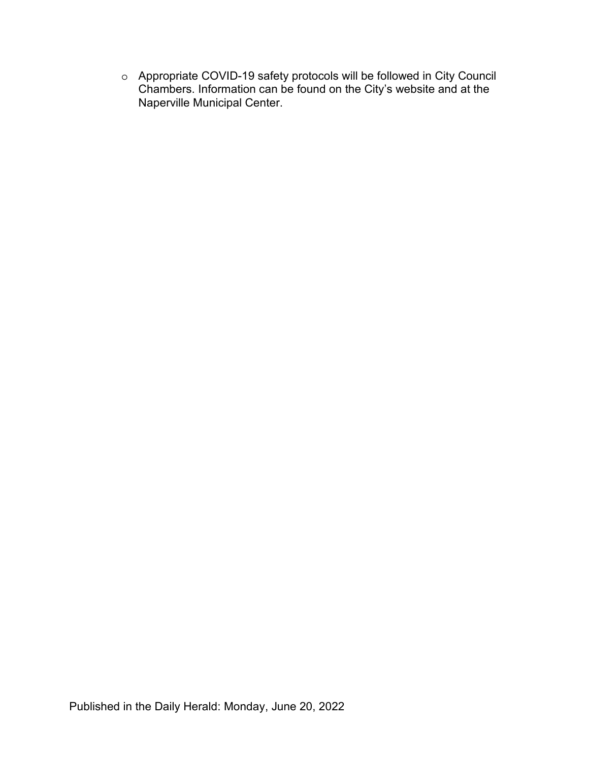- Appropriate COVID-19 safety protocols will be followed in City Council Chambers. Information can be found on the City's website and at the Naperville Municipal Center.

Published in the Daily Herald: Monday, June 20, 2022